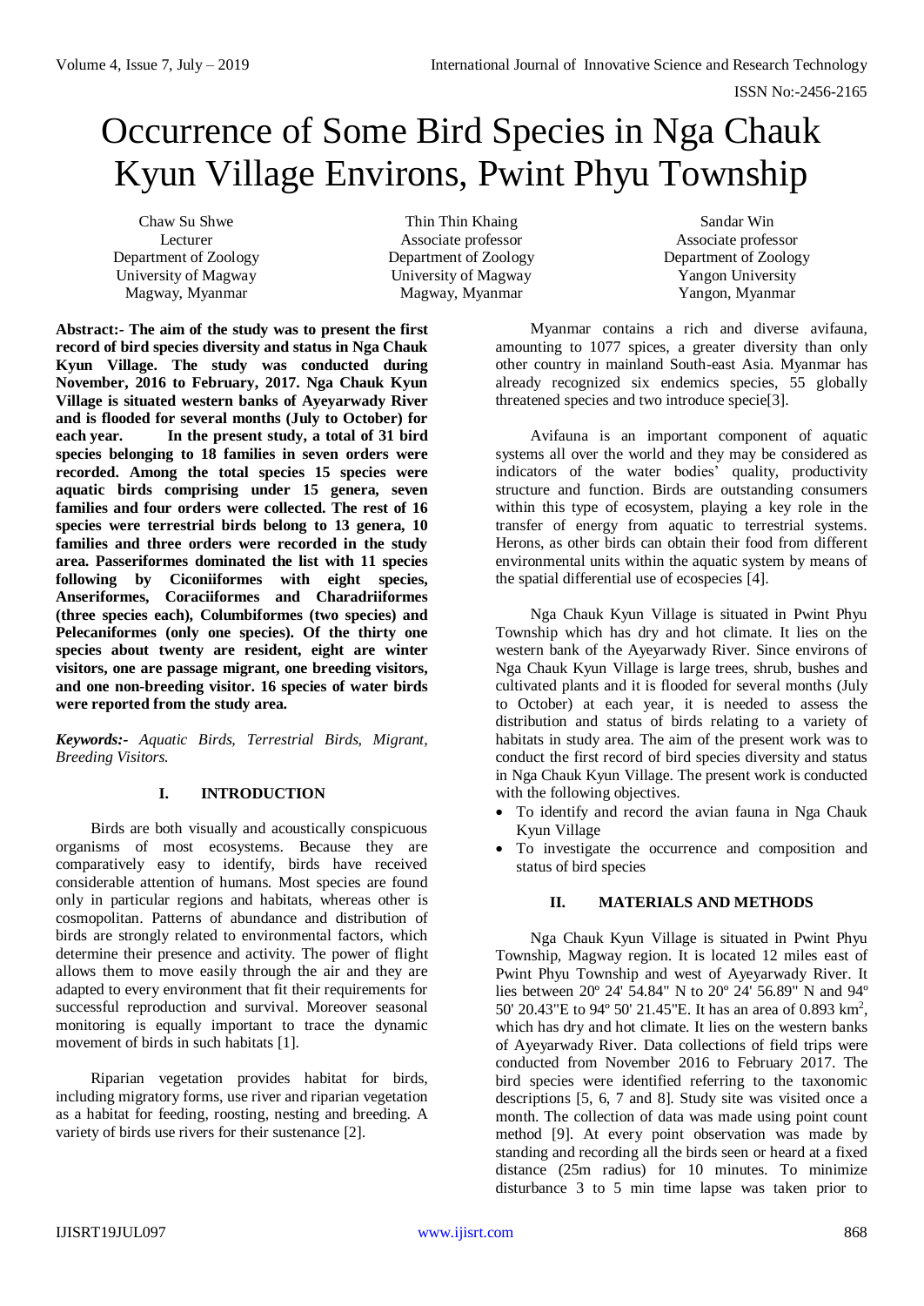# Occurrence of Some Bird Species in Nga Chauk Kyun Village Environs, Pwint Phyu Township

Chaw Su Shwe
Lecturer
Department of Zoology
University of Magway
Magway, Myanmar

Thin Thin Khaing
Associate professor
Department of Zoology
University of Magway
Magway, Myanmar

Sandar Win
Associate professor
Department of Zoology
Yangon University
Yangon, Myanmar

**Abstract:- The aim of the study was to present the first record of bird species diversity and status in Nga Chauk Kyun Village. The study was conducted during November, 2016 to February, 2017. Nga Chauk Kyun Village is situated western banks of Ayeyarwady River and is flooded for several months (July to October) for each year. In the present study, a total of 31 bird species belonging to 18 families in seven orders were recorded. Among the total species 15 species were aquatic birds comprising under 15 genera, seven families and four orders were collected. The rest of 16 species were terrestrial birds belong to 13 genera, 10 families and three orders were recorded in the study area. Passeriformes dominated the list with 11 species following by Ciconiiformes with eight species, Anseriformes, Coraciiformes and Charadriiformes (three species each), Columbiformes (two species) and Pelecaniformes (only one species). Of the thirty one species about twenty are resident, eight are winter visitors, one are passage migrant, one breeding visitors, and one non-breeding visitor. 16 species of water birds were reported from the study area.**

***Keywords:-*** *Aquatic Birds, Terrestrial Birds, Migrant, Breeding Visitors.*

## I. INTRODUCTION

Birds are both visually and acoustically conspicuous organisms of most ecosystems. Because they are comparatively easy to identify, birds have received considerable attention of humans. Most species are found only in particular regions and habitats, whereas other is cosmopolitan. Patterns of abundance and distribution of birds are strongly related to environmental factors, which determine their presence and activity. The power of flight allows them to move easily through the air and they are adapted to every environment that fit their requirements for successful reproduction and survival. Moreover seasonal monitoring is equally important to trace the dynamic movement of birds in such habitats [1].

Riparian vegetation provides habitat for birds, including migratory forms, use river and riparian vegetation as a habitat for feeding, roosting, nesting and breeding. A variety of birds use rivers for their sustenance [2].

Myanmar contains a rich and diverse avifauna, amounting to 1077 spices, a greater diversity than only other country in mainland South-east Asia. Myanmar has already recognized six endemics species, 55 globally threatened species and two introduce specie[3].

Avifauna is an important component of aquatic systems all over the world and they may be considered as indicators of the water bodies' quality, productivity structure and function. Birds are outstanding consumers within this type of ecosystem, playing a key role in the transfer of energy from aquatic to terrestrial systems. Herons, as other birds can obtain their food from different environmental units within the aquatic system by means of the spatial differential use of ecospecies [4].

Nga Chauk Kyun Village is situated in Pwint Phyu Township which has dry and hot climate. It lies on the western bank of the Ayeyarwady River. Since environs of Nga Chauk Kyun Village is large trees, shrub, bushes and cultivated plants and it is flooded for several months (July to October) at each year, it is needed to assess the distribution and status of birds relating to a variety of habitats in study area. The aim of the present work was to conduct the first record of bird species diversity and status in Nga Chauk Kyun Village. The present work is conducted with the following objectives.

- To identify and record the avian fauna in Nga Chauk Kyun Village
- To investigate the occurrence and composition and status of bird species

## II. MATERIALS AND METHODS

Nga Chauk Kyun Village is situated in Pwint Phyu Township, Magway region. It is located 12 miles east of Pwint Phyu Township and west of Ayeyarwady River. It lies between 20º 24' 54.84" N to 20º 24' 56.89" N and 94º 50' 20.43"E to 94º 50' 21.45"E. It has an area of 0.893 $km^2$, which has dry and hot climate. It lies on the western banks of Ayeyarwady River. Data collections of field trips were conducted from November 2016 to February 2017. The bird species were identified referring to the taxonomic descriptions [5, 6, 7 and 8]. Study site was visited once a month. The collection of data was made using point count method [9]. At every point observation was made by standing and recording all the birds seen or heard at a fixed distance (25m radius) for 10 minutes. To minimize disturbance 3 to 5 min time lapse was taken prior to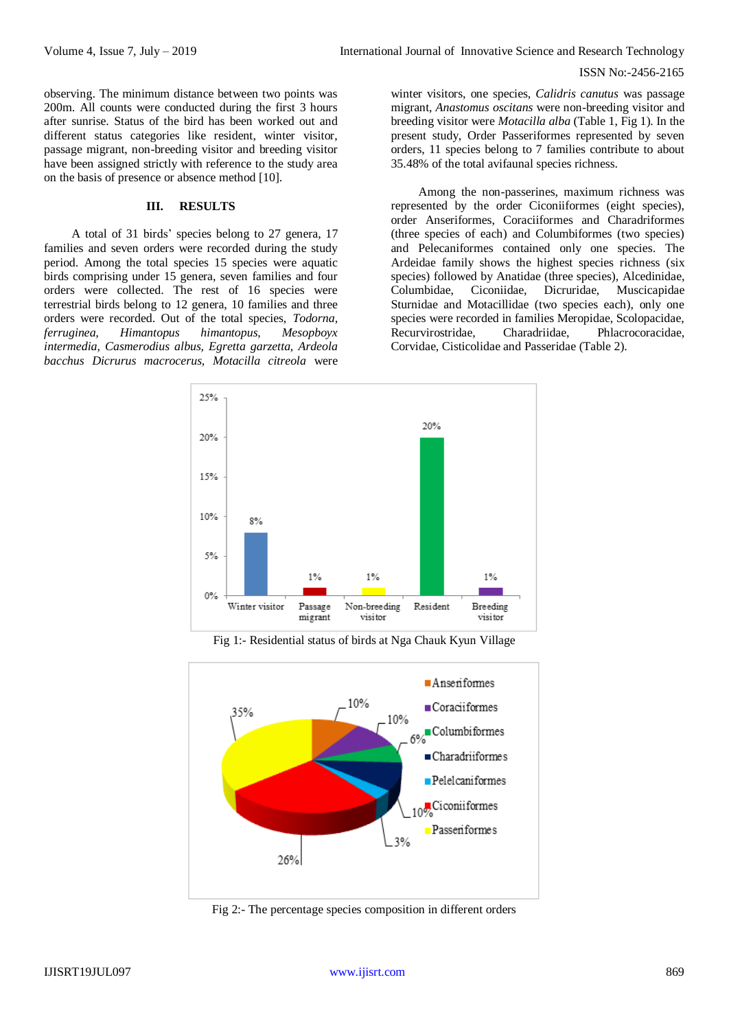observing. The minimum distance between two points was 200m. All counts were conducted during the first 3 hours after sunrise. Status of the bird has been worked out and different status categories like resident, winter visitor, passage migrant, non-breeding visitor and breeding visitor have been assigned strictly with reference to the study area on the basis of presence or absence method [10].

## III. RESULTS

A total of 31 birds' species belong to 27 genera, 17 families and seven orders were recorded during the study period. Among the total species 15 species were aquatic birds comprising under 15 genera, seven families and four orders were collected. The rest of 16 species were terrestrial birds belong to 12 genera, 10 families and three orders were recorded. Out of the total species, *Todorna, ferruginea, Himantopus himantopus, Mesopboyx intermedia, Casmerodius albus, Egretta garzetta, Ardeola bacchus Dicrurus macrocerus, Motacilla citreola* were winter visitors, one species, *Calidris canutus* was passage migrant, *Anastomus oscitans* were non-breeding visitor and breeding visitor were *Motacilla alba* (Table 1, Fig 1). In the present study, Order Passeriformes represented by seven orders, 11 species belong to 7 families contribute to about 35.48% of the total avifaunal species richness.

Among the non-passerines, maximum richness was represented by the order Ciconiiformes (eight species), order Anseriformes, Coraciiformes and Charadriformes (three species of each) and Columbiformes (two species) and Pelecaniformes contained only one species. The Ardeidae family shows the highest species richness (six species) followed by Anatidae (three species), Alcedinidae, Columbidae, Ciconiidae, Dicruridae, Muscicapidae Sturnidae and Motacillidae (two species each), only one species were recorded in families Meropidae, Scolopacidae, Recurvirostridae, Charadriidae, Phlacrocoracidae, Corvidae, Cisticolidae and Passeridae (Table 2).

Fig 1:- Residential status of birds at Nga Chauk Kyun Village

Fig 2:- The percentage species composition in different orders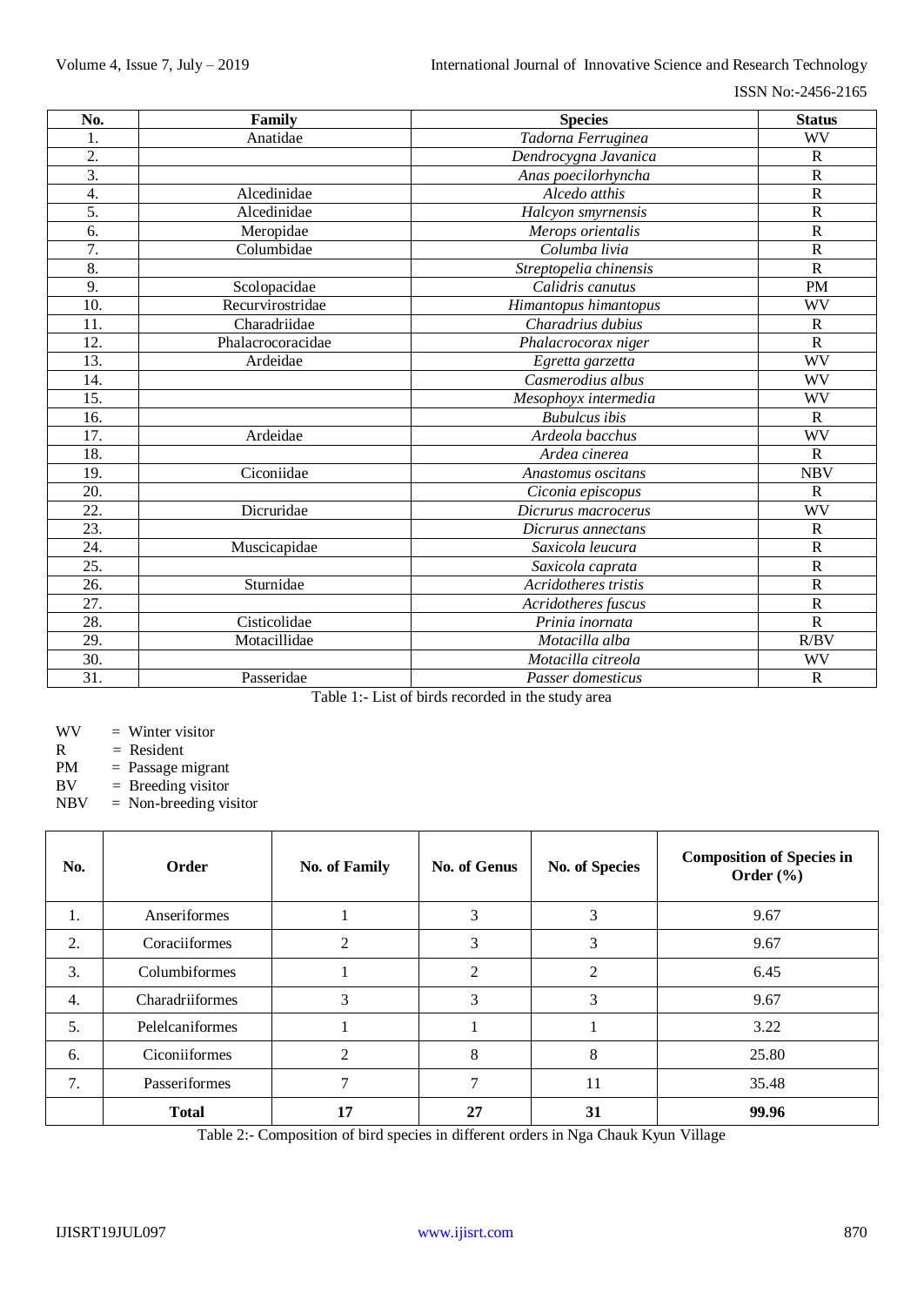| No. | Family | Species | Status |
|---|---|---|---|
| 1. | Anatidae | *Tadorna Ferruginea* | WV |
| 2. | | *Dendrocygna Javanica* | R |
| 3. | | *Anas poecilorhyncha* | R |
| 4. | Alcedinidae | *Alcedo atthis* | R |
| 5. | Alcedinidae | *Halcyon smyrnensis* | R |
| 6. | Meropidae | *Merops orientalis* | R |
| 7. | Columbidae | *Columba livia* | R |
| 8. | | *Streptopelia chinensis* | R |
| 9. | Scolopacidae | *Calidris canutus* | PM |
| 10. | Recurvirostridae | *Himantopus himantopus* | WV |
| 11. | Charadriidae | *Charadrius dubius* | R |
| 12. | Phalacrocoracidae | *Phalacrocorax niger* | R |
| 13. | Ardeidae | *Egretta garzetta* | WV |
| 14. | | *Casmerodius albus* | WV |
| 15. | | *Mesophoyx intermedia* | WV |
| 16. | | *Bubulcus ibis* | R |
| 17. | Ardeidae | *Ardeola bacchus* | WV |
| 18. | | *Ardea cinerea* | R |
| 19. | Ciconiidae | *Anastomus oscitans* | NBV |
| 20. | | *Ciconia episcopus* | R |
| 22. | Dicruridae | *Dicrurus macrocerus* | WV |
| 23. | | *Dicrurus annectans* | R |
| 24. | Muscicapidae | *Saxicola leucura* | R |
| 25. | | *Saxicola caprata* | R |
| 26. | Sturnidae | *Acridotheres tristis* | R |
| 27. | | *Acridotheres fuscus* | R |
| 28. | Cisticolidae | *Prinia inornata* | R |
| 29. | Motacillidae | *Motacilla alba* | R/BV |
| 30. | | *Motacilla citreola* | WV |
| 31. | Passeridae | *Passer domesticus* | R |

Table 1:- List of birds recorded in the study area

WV = Winter visitor
R = Resident
PM = Passage migrant
BV = Breeding visitor
NBV = Non-breeding visitor

| No. | Order | No. of Family | No. of Genus | No. of Species | Composition of Species in Order (%) |
|---|---|---|---|---|---|
| 1. | Anseriformes | 1 | 3 | 3 | 9.67 |
| 2. | Coraciiformes | 2 | 3 | 3 | 9.67 |
| 3. | Columbiformes | 1 | 2 | 2 | 6.45 |
| 4. | Charadriiformes | 3 | 3 | 3 | 9.67 |
| 5. | Pelelcaniformes | 1 | 1 | 1 | 3.22 |
| 6. | Ciconiiformes | 2 | 8 | 8 | 25.80 |
| 7. | Passeriformes | 7 | 7 | 11 | 35.48 |
| | **Total** | **17** | **27** | **31** | **99.96** |

Table 2:- Composition of bird species in different orders in Nga Chauk Kyun Village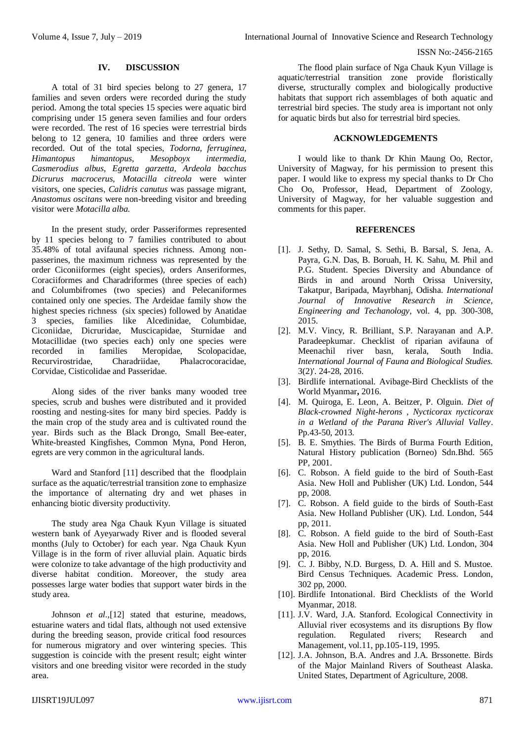## IV. DISCUSSION

A total of 31 bird species belong to 27 genera, 17 families and seven orders were recorded during the study period. Among the total species 15 species were aquatic bird comprising under 15 genera seven families and four orders were recorded. The rest of 16 species were terrestrial birds belong to 12 genera, 10 families and three orders were recorded. Out of the total species, *Todorna, ferruginea, Himantopus himantopus, Mesopboyx intermedia, Casmerodius albus, Egretta garzetta, Ardeola bacchus Dicrurus macrocerus, Motacilla citreola* were winter visitors, one species, *Calidris canutus* was passage migrant, *Anastomus oscitans* were non-breeding visitor and breeding visitor were *Motacilla alba.*

In the present study, order Passeriformes represented by 11 species belong to 7 families contributed to about 35.48% of total avifaunal species richness. Among non-passerines, the maximum richness was represented by the order Ciconiiformes (eight species), orders Anseriformes, Coraciiformes and Charadriformes (three species of each) and Columbifromes (two species) and Pelecaniformes contained only one species. The Ardeidae family show the highest species richness (six species) followed by Anatidae 3 species, families like Alcedinidae, Columbidae, Ciconiidae, Dicruridae, Muscicapidae, Sturnidae and Motacillidae (two species each) only one species were recorded in families Meropidae, Scolopacidae, Recurvirostridae, Charadriidae, Phalacrocoracidae, Corvidae, Cisticolidae and Passeridae.

Along sides of the river banks many wooded tree species, scrub and bushes were distributed and it provided roosting and nesting-sites for many bird species. Paddy is the main crop of the study area and is cultivated round the year. Birds such as the Black Drongo, Small Bee-eater, White-breasted Kingfishes, Common Myna, Pond Heron, egrets are very common in the agricultural lands.

Ward and Stanford [11] described that the floodplain surface as the aquatic/terrestrial transition zone to emphasize the importance of alternating dry and wet phases in enhancing biotic diversity productivity.

The study area Nga Chauk Kyun Village is situated western bank of Ayeyarwady River and is flooded several months (July to October) for each year. Nga Chauk Kyun Village is in the form of river alluvial plain. Aquatic birds were colonize to take advantage of the high productivity and diverse habitat condition. Moreover, the study area possesses large water bodies that support water birds in the study area.

Johnson *et al.*,[12] stated that esturine, meadows, estuarine waters and tidal flats, although not used extensive during the breeding season, provide critical food resources for numerous migratory and over wintering species. This suggestion is coincide with the present result; eight winter visitors and one breeding visitor were recorded in the study area.

The flood plain surface of Nga Chauk Kyun Village is aquatic/terrestrial transition zone provide floristically diverse, structurally complex and biologically productive habitats that support rich assemblages of both aquatic and terrestrial bird species. The study area is important not only for aquatic birds but also for terrestrial bird species.

## ACKNOWLEDGEMENTS

I would like to thank Dr Khin Maung Oo, Rector, University of Magway, for his permission to present this paper. I would like to express my special thanks to Dr Cho Cho Oo, Professor, Head, Department of Zoology, University of Magway, for her valuable suggestion and comments for this paper.

## REFERENCES

[1]. J. Sethy, D. Samal, S. Sethi, B. Barsal, S. Jena, A. Payra, G.N. Das, B. Boruah, H. K. Sahu, M. Phil and P.G. Student. Species Diversity and Abundance of Birds in and around North Orissa University, Takatpur, Baripada, Mayrbhanj, Odisha. *International Journal of Innovative Research in Science, Engineering and Techanology,* vol. 4, pp. 300-308, 2015.

[2]. M.V. Vincy, R. Brilliant, S.P. Narayanan and A.P. Paradeepkumar. Checklist of riparian avifauna of Meenachil river basn, kerala, South India. *International Journal of Fauna and Biological Studies.* 3(2)'. 24-28, 2016.

[3]. Birdlife international. Avibage-Bird Checklists of the World Myanmar**,** 2016.

[4]. M. Quiroga, E. Leon, A. Beitzer, P. Olguin. *Diet of Black-crowned Night-herons , Nycticorax nycticorax in a Wetland of the Parana River's Alluvial Valley*. Pp.43-50, 2013.

[5]. B. E. Smythies. The Birds of Burma Fourth Edition, Natural History publication (Borneo) Sdn.Bhd. 565 PP, 2001.

[6]. C. Robson. A field guide to the bird of South-East Asia. New Holl and Publisher (UK) Ltd. London, 544 pp, 2008.

[7]. C. Robson. A field guide to the birds of South-East Asia. New Holland Publisher (UK). Ltd. London, 544 pp, 2011.

[8]. C. Robson. A field guide to the bird of South-East Asia. New Holl and Publisher (UK) Ltd. London, 304 pp, 2016.

[9]. C. J. Bibby, N.D. Burgess, D. A. Hill and S. Mustoe. Bird Census Techniques. Academic Press. London, 302 pp, 2000.

[10]. Birdlife Intonational. Bird Checklists of the World Myanmar, 2018.

[11]. J.V. Ward, J.A. Stanford. Ecological Connectivity in Alluvial river ecosystems and its disruptions By flow regulation. Regulated rivers; Research and Management, vol.11, pp.105-119, 1995.

[12]. J.A. Johnson, B.A. Andres and J.A. Brssonette. Birds of the Major Mainland Rivers of Southeast Alaska. United States, Department of Agriculture, 2008.